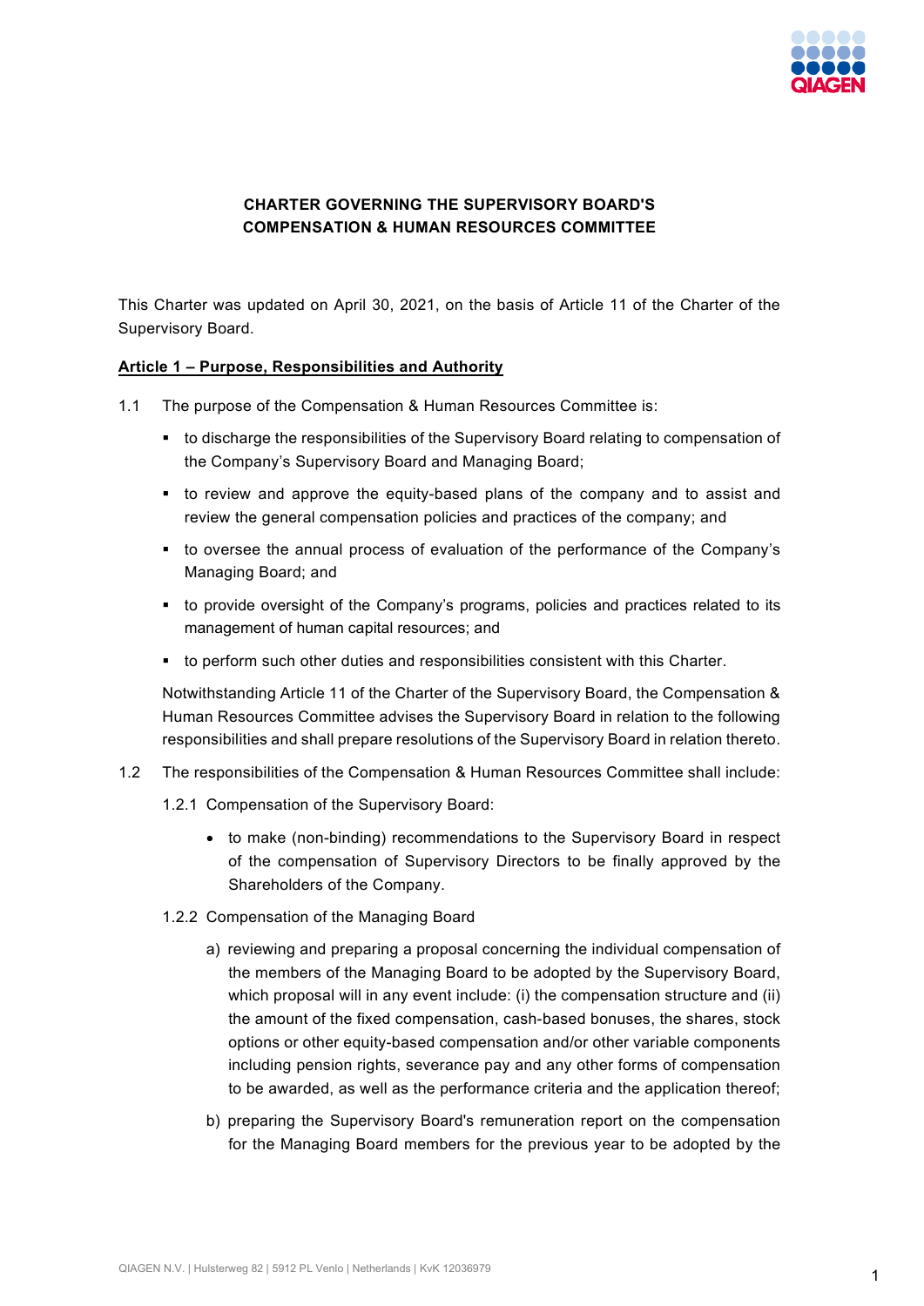# CHARTER GOVERNING THE SUPERVISORY BOARD'S COMPENSATION & HUMAN RESOURCES COMMITTEE

This Charter was updated on April 30, 2021, on the basis of Article 11 of the Charter of the Supervisory Board.

## Article 1 – Purpose, Responsibilities and Authority

1.1 The purpose of the Compensation & Human Resources Committee is:

- to discharge the responsibilities of the Supervisory Board relating to compensation of the Company's Supervisory Board and Managing Board;
- to review and approve the equity-based plans of the company and to assist and review the general compensation policies and practices of the company; and
- to oversee the annual process of evaluation of the performance of the Company's Managing Board; and
- to provide oversight of the Company's programs, policies and practices related to its management of human capital resources; and
- to perform such other duties and responsibilities consistent with this Charter.

Notwithstanding Article 11 of the Charter of the Supervisory Board, the Compensation & Human Resources Committee advises the Supervisory Board in relation to the following responsibilities and shall prepare resolutions of the Supervisory Board in relation thereto.

1.2 The responsibilities of the Compensation & Human Resources Committee shall include:

1.2.1 Compensation of the Supervisory Board:

- to make (non-binding) recommendations to the Supervisory Board in respect of the compensation of Supervisory Directors to be finally approved by the Shareholders of the Company.

1.2.2 Compensation of the Managing Board

a) reviewing and preparing a proposal concerning the individual compensation of the members of the Managing Board to be adopted by the Supervisory Board, which proposal will in any event include: (i) the compensation structure and (ii) the amount of the fixed compensation, cash-based bonuses, the shares, stock options or other equity-based compensation and/or other variable components including pension rights, severance pay and any other forms of compensation to be awarded, as well as the performance criteria and the application thereof;

b) preparing the Supervisory Board's remuneration report on the compensation for the Managing Board members for the previous year to be adopted by the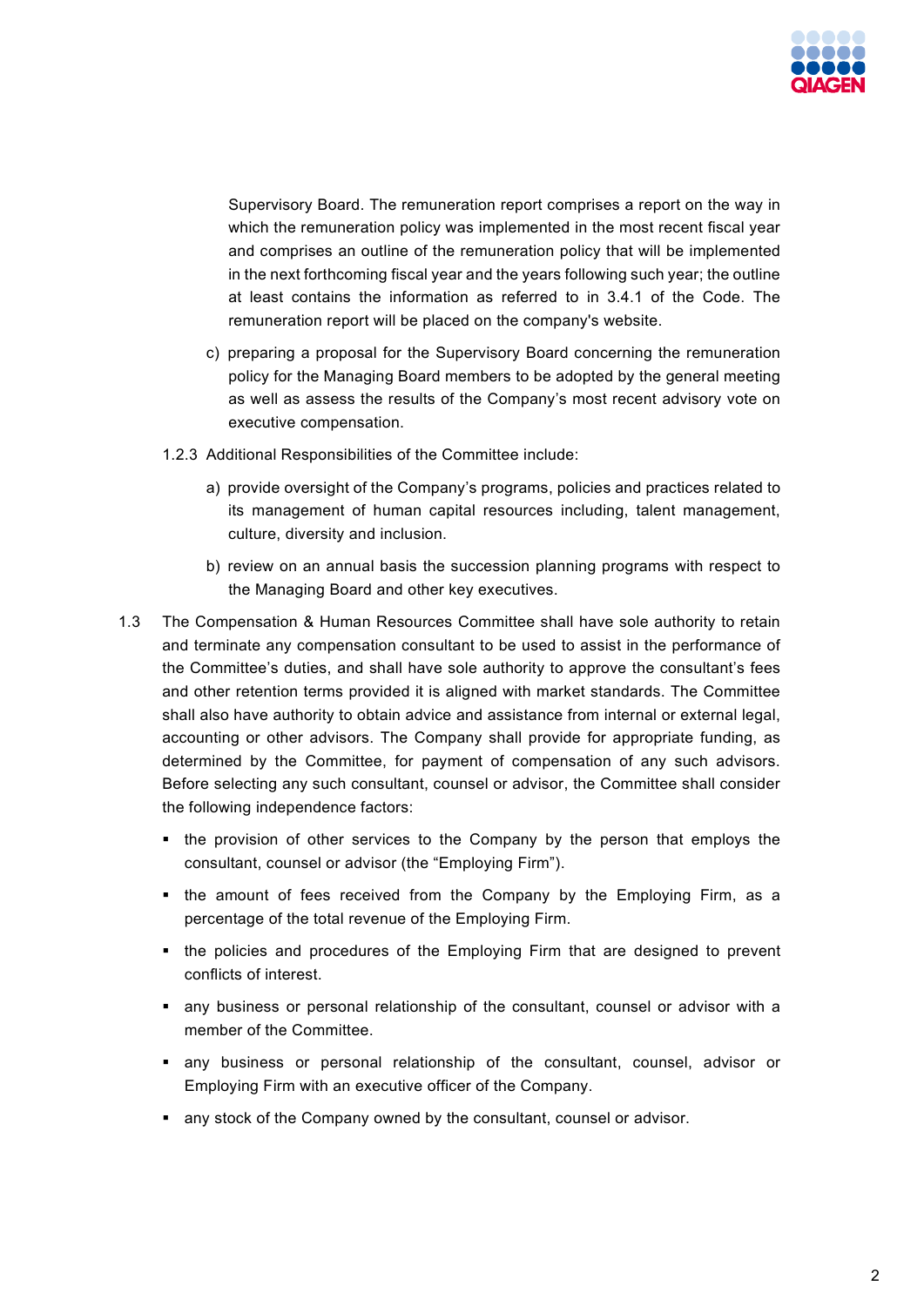Supervisory Board. The remuneration report comprises a report on the way in which the remuneration policy was implemented in the most recent fiscal year and comprises an outline of the remuneration policy that will be implemented in the next forthcoming fiscal year and the years following such year; the outline at least contains the information as referred to in 3.4.1 of the Code. The remuneration report will be placed on the company's website.

c) preparing a proposal for the Supervisory Board concerning the remuneration policy for the Managing Board members to be adopted by the general meeting as well as assess the results of the Company's most recent advisory vote on executive compensation.

1.2.3 Additional Responsibilities of the Committee include:

a) provide oversight of the Company's programs, policies and practices related to its management of human capital resources including, talent management, culture, diversity and inclusion.

b) review on an annual basis the succession planning programs with respect to the Managing Board and other key executives.

1.3 The Compensation & Human Resources Committee shall have sole authority to retain and terminate any compensation consultant to be used to assist in the performance of the Committee's duties, and shall have sole authority to approve the consultant's fees and other retention terms provided it is aligned with market standards. The Committee shall also have authority to obtain advice and assistance from internal or external legal, accounting or other advisors. The Company shall provide for appropriate funding, as determined by the Committee, for payment of compensation of any such advisors. Before selecting any such consultant, counsel or advisor, the Committee shall consider the following independence factors:

- the provision of other services to the Company by the person that employs the consultant, counsel or advisor (the "Employing Firm").
- the amount of fees received from the Company by the Employing Firm, as a percentage of the total revenue of the Employing Firm.
- the policies and procedures of the Employing Firm that are designed to prevent conflicts of interest.
- any business or personal relationship of the consultant, counsel or advisor with a member of the Committee.
- any business or personal relationship of the consultant, counsel, advisor or Employing Firm with an executive officer of the Company.
- any stock of the Company owned by the consultant, counsel or advisor.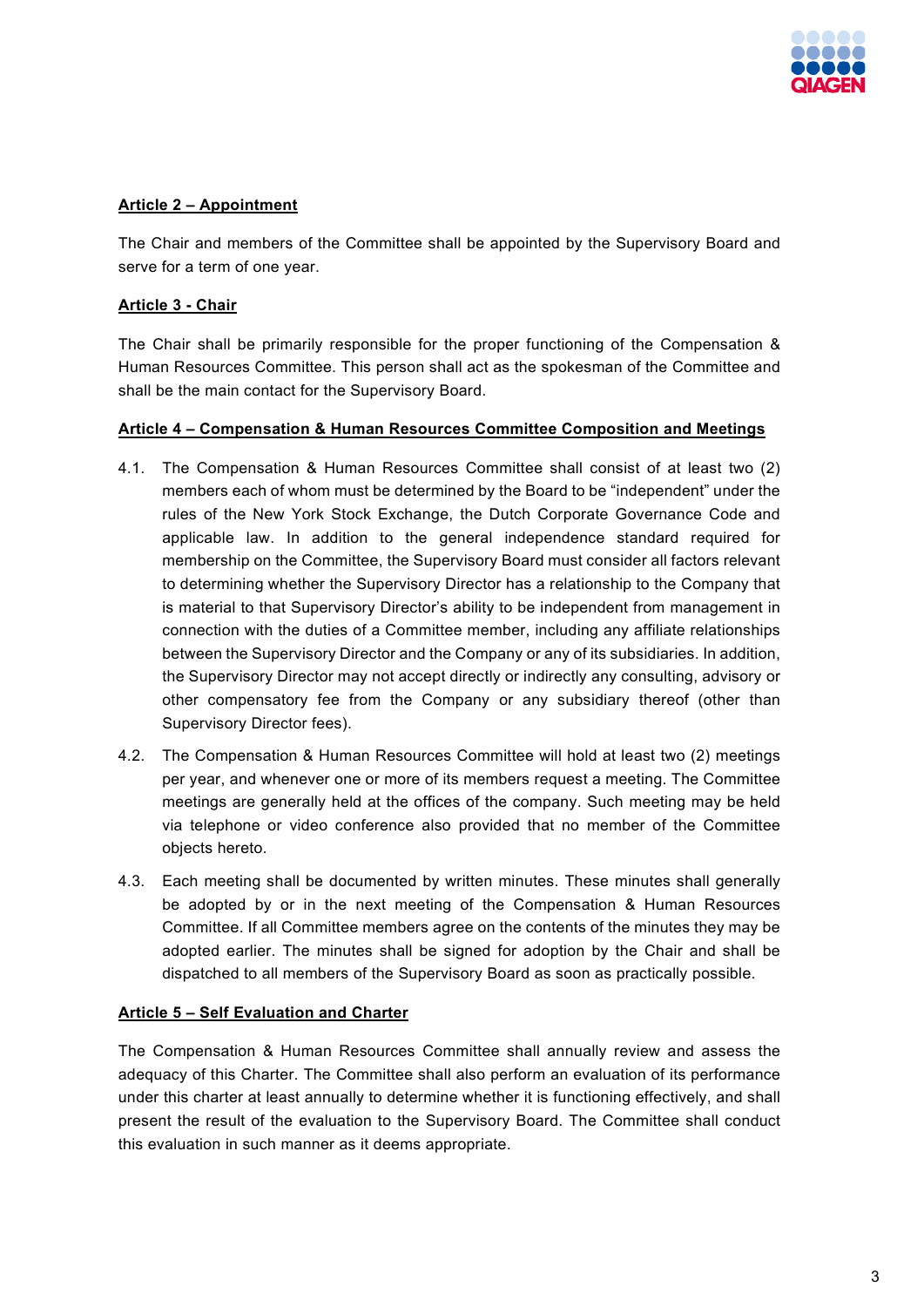**Article 2 – Appointment**

The Chair and members of the Committee shall be appointed by the Supervisory Board and serve for a term of one year.

**Article 3 - Chair**

The Chair shall be primarily responsible for the proper functioning of the Compensation & Human Resources Committee. This person shall act as the spokesman of the Committee and shall be the main contact for the Supervisory Board.

**Article 4 – Compensation & Human Resources Committee Composition and Meetings**

4.1. The Compensation & Human Resources Committee shall consist of at least two (2) members each of whom must be determined by the Board to be "independent" under the rules of the New York Stock Exchange, the Dutch Corporate Governance Code and applicable law. In addition to the general independence standard required for membership on the Committee, the Supervisory Board must consider all factors relevant to determining whether the Supervisory Director has a relationship to the Company that is material to that Supervisory Director's ability to be independent from management in connection with the duties of a Committee member, including any affiliate relationships between the Supervisory Director and the Company or any of its subsidiaries. In addition, the Supervisory Director may not accept directly or indirectly any consulting, advisory or other compensatory fee from the Company or any subsidiary thereof (other than Supervisory Director fees).

4.2. The Compensation & Human Resources Committee will hold at least two (2) meetings per year, and whenever one or more of its members request a meeting. The Committee meetings are generally held at the offices of the company. Such meeting may be held via telephone or video conference also provided that no member of the Committee objects hereto.

4.3. Each meeting shall be documented by written minutes. These minutes shall generally be adopted by or in the next meeting of the Compensation & Human Resources Committee. If all Committee members agree on the contents of the minutes they may be adopted earlier. The minutes shall be signed for adoption by the Chair and shall be dispatched to all members of the Supervisory Board as soon as practically possible.

**Article 5 – Self Evaluation and Charter**

The Compensation & Human Resources Committee shall annually review and assess the adequacy of this Charter. The Committee shall also perform an evaluation of its performance under this charter at least annually to determine whether it is functioning effectively, and shall present the result of the evaluation to the Supervisory Board. The Committee shall conduct this evaluation in such manner as it deems appropriate.